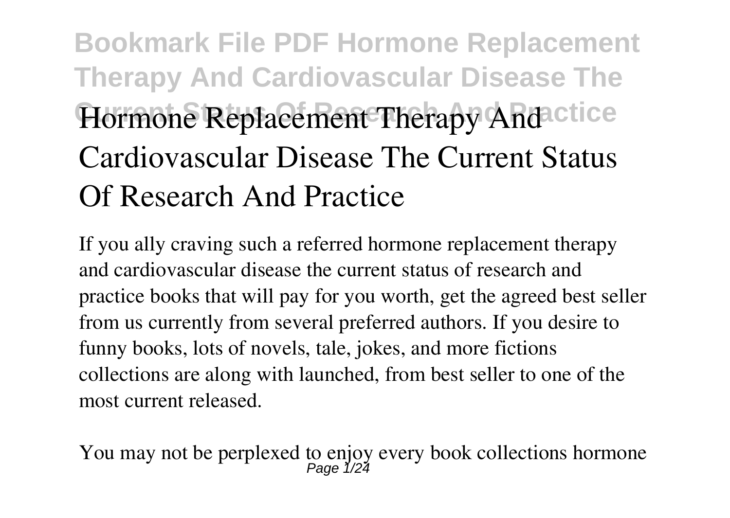# Hormone Replacement Therapy And Cardiovascular Disease The Current Status Of Research And Practice

If you ally craving such a referred hormone replacement therapy and cardiovascular disease the current status of research and practice books that will pay for you worth, get the agreed best seller from us currently from several preferred authors. If you desire to funny books, lots of novels, tale, jokes, and more fictions collections are along with launched, from best seller to one of the most current released.

You may not be perplexed to enjoy every book collections hormone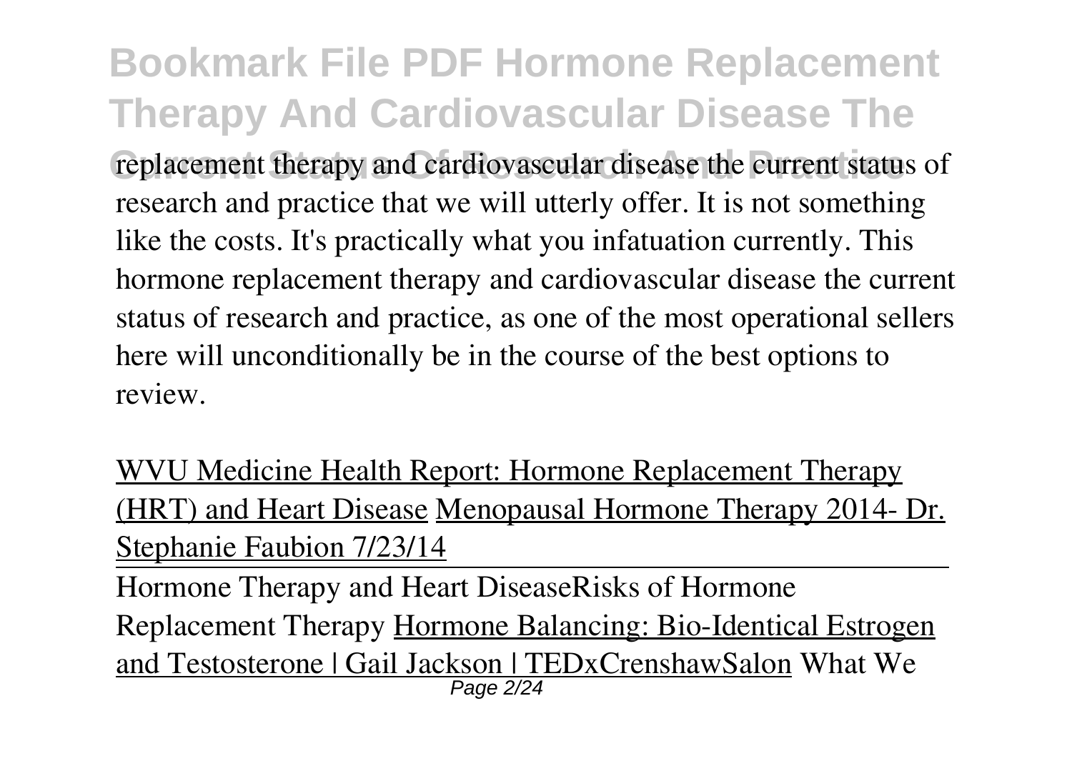replacement therapy and cardiovascular disease the current status of research and practice that we will utterly offer. It is not something like the costs. It's practically what you infatuation currently. This hormone replacement therapy and cardiovascular disease the current status of research and practice, as one of the most operational sellers here will unconditionally be in the course of the best options to review.

WVU Medicine Health Report: Hormone Replacement Therapy (HRT) and Heart Disease Menopausal Hormone Therapy 2014- Dr. Stephanie Faubion 7/23/14

Hormone Therapy and Heart DiseaseRisks of Hormone Replacement Therapy Hormone Balancing: Bio-Identical Estrogen and Testosterone | Gail Jackson | TEDxCrenshawSalon What We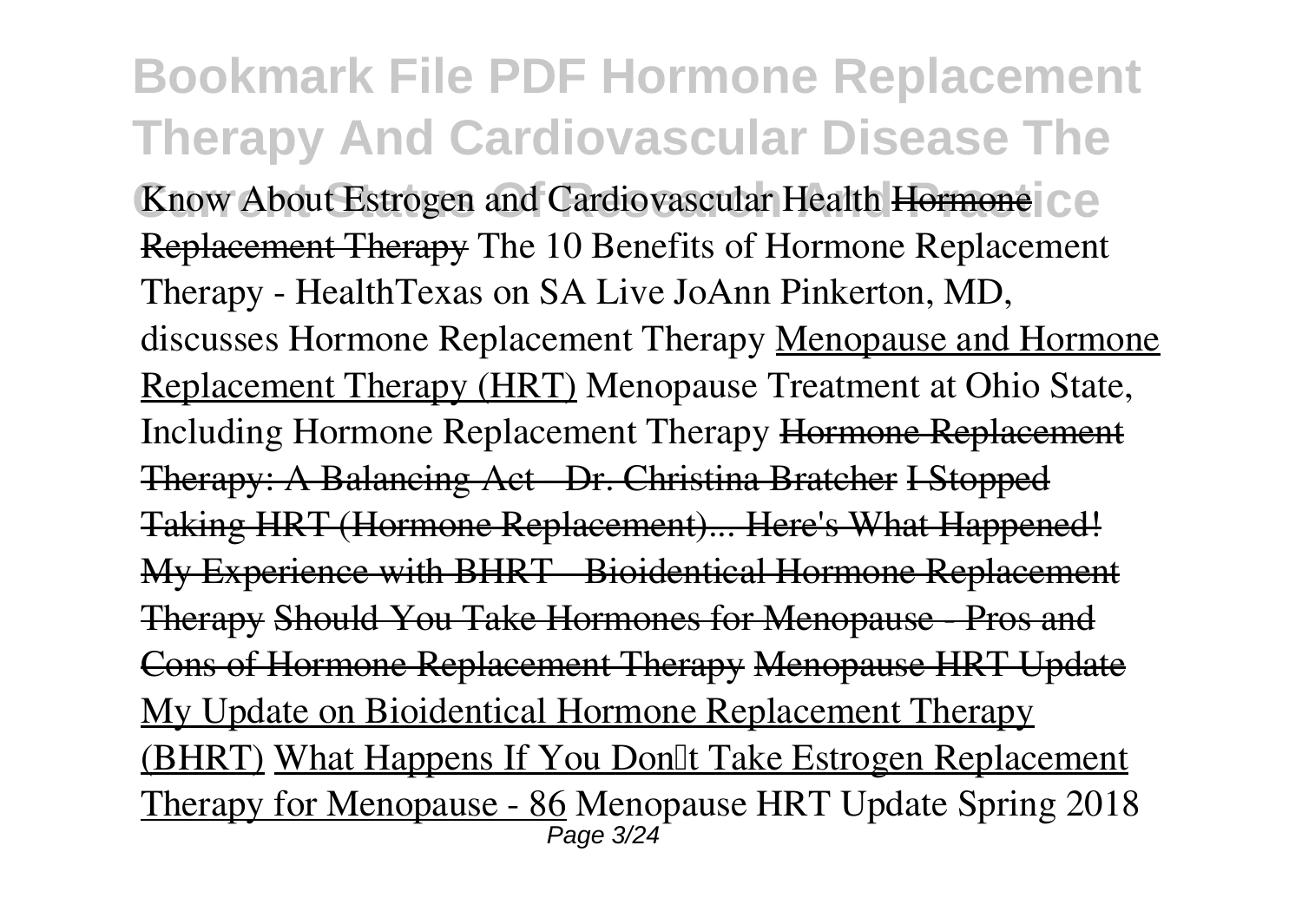Know About Estrogen and Cardiovascular Health ~~Hormone Replacement Therapy~~ The 10 Benefits of Hormone Replacement Therapy - HealthTexas on SA Live JoAnn Pinkerton, MD, discusses Hormone Replacement Therapy Menopause and Hormone Replacement Therapy (HRT) Menopause Treatment at Ohio State, Including Hormone Replacement Therapy ~~Hormone Replacement Therapy: A Balancing Act - Dr. Christina Bratcher~~ ~~I Stopped Taking HRT (Hormone Replacement)... Here's What Happened!~~ ~~My Experience with BHRT - Bioidentical Hormone Replacement Therapy~~ ~~Should You Take Hormones for Menopause - Pros and Cons of Hormone Replacement Therapy~~ ~~Menopause HRT Update~~ My Update on Bioidentical Hormone Replacement Therapy (BHRT) What Happens If You Don't Take Estrogen Replacement Therapy for Menopause - 86 Menopause HRT Update Spring 2018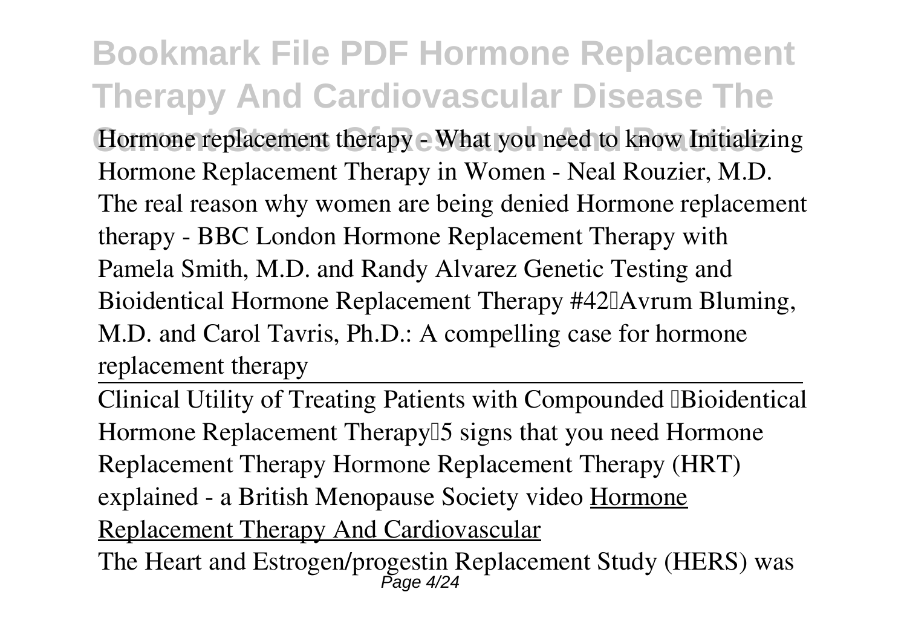Hormone replacement therapy - What you need to know Initializing Hormone Replacement Therapy in Women - Neal Rouzier, M.D. The real reason why women are being denied Hormone replacement therapy - BBC London Hormone Replacement Therapy with Pamela Smith, M.D. and Randy Alvarez Genetic Testing and Bioidentical Hormone Replacement Therapy #42 Avrum Bluming, M.D. and Carol Tavris, Ph.D.: A compelling case for hormone replacement therapy

---

Clinical Utility of Treating Patients with Compounded Bioidentical Hormone Replacement Therapy 5 signs that you need Hormone Replacement Therapy Hormone Replacement Therapy (HRT) explained - a British Menopause Society video Hormone Replacement Therapy And Cardiovascular

The Heart and Estrogen/progestin Replacement Study (HERS) was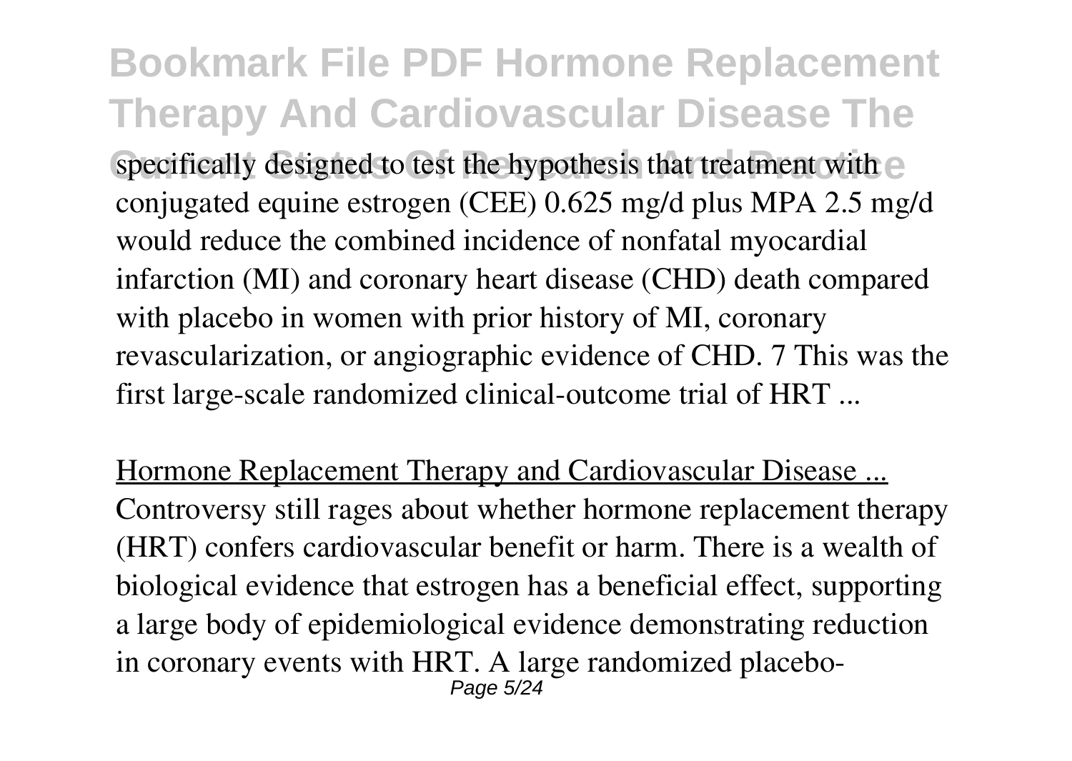specifically designed to test the hypothesis that treatment with conjugated equine estrogen (CEE) 0.625 mg/d plus MPA 2.5 mg/d would reduce the combined incidence of nonfatal myocardial infarction (MI) and coronary heart disease (CHD) death compared with placebo in women with prior history of MI, coronary revascularization, or angiographic evidence of CHD. 7 This was the first large-scale randomized clinical-outcome trial of HRT ...

Hormone Replacement Therapy and Cardiovascular Disease ...

Controversy still rages about whether hormone replacement therapy (HRT) confers cardiovascular benefit or harm. There is a wealth of biological evidence that estrogen has a beneficial effect, supporting a large body of epidemiological evidence demonstrating reduction in coronary events with HRT. A large randomized placebo-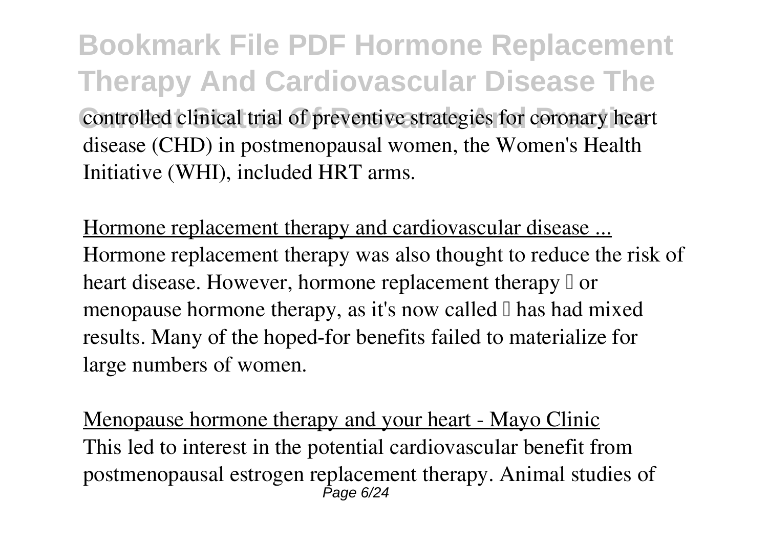controlled clinical trial of preventive strategies for coronary heart disease (CHD) in postmenopausal women, the Women's Health Initiative (WHI), included HRT arms.

Hormone replacement therapy and cardiovascular disease ...

Hormone replacement therapy was also thought to reduce the risk of heart disease. However, hormone replacement therapy — or menopause hormone therapy, as it's now called — has had mixed results. Many of the hoped-for benefits failed to materialize for large numbers of women.

Menopause hormone therapy and your heart - Mayo Clinic

This led to interest in the potential cardiovascular benefit from postmenopausal estrogen replacement therapy. Animal studies of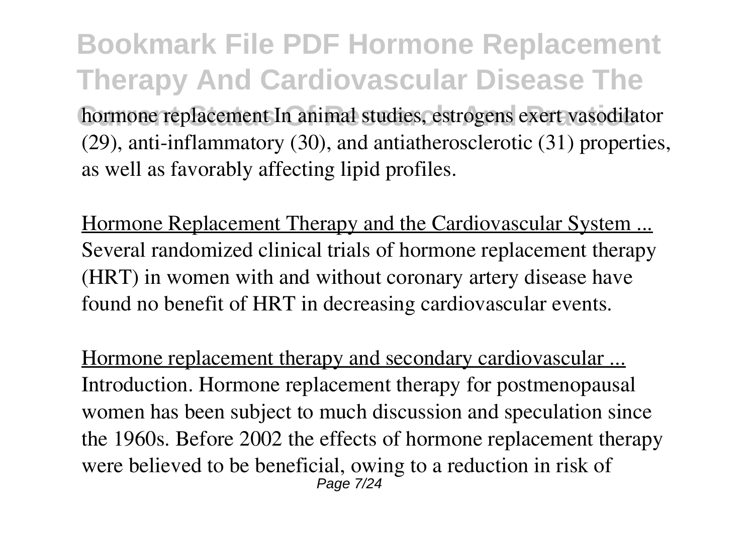hormone replacement In animal studies, estrogens exert vasodilator (29), anti-inflammatory (30), and antiatherosclerotic (31) properties, as well as favorably affecting lipid profiles.

Hormone Replacement Therapy and the Cardiovascular System ...
Several randomized clinical trials of hormone replacement therapy (HRT) in women with and without coronary artery disease have found no benefit of HRT in decreasing cardiovascular events.

Hormone replacement therapy and secondary cardiovascular ...
Introduction. Hormone replacement therapy for postmenopausal women has been subject to much discussion and speculation since the 1960s. Before 2002 the effects of hormone replacement therapy were believed to be beneficial, owing to a reduction in risk of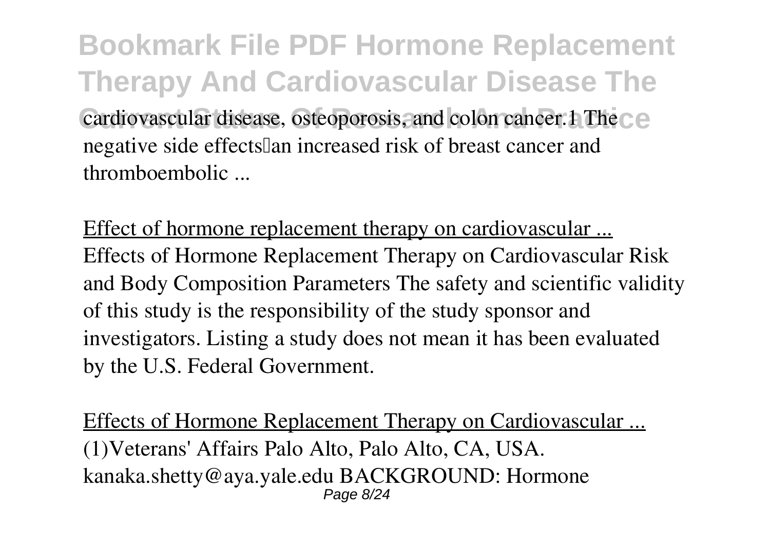cardiovascular disease, osteoporosis, and colon cancer.1 The negative side effects an increased risk of breast cancer and thromboembolic ...

Effect of hormone replacement therapy on cardiovascular ...

Effects of Hormone Replacement Therapy on Cardiovascular Risk and Body Composition Parameters The safety and scientific validity of this study is the responsibility of the study sponsor and investigators. Listing a study does not mean it has been evaluated by the U.S. Federal Government.

Effects of Hormone Replacement Therapy on Cardiovascular ...

(1)Veterans' Affairs Palo Alto, Palo Alto, CA, USA. kanaka.shetty@aya.yale.edu BACKGROUND: Hormone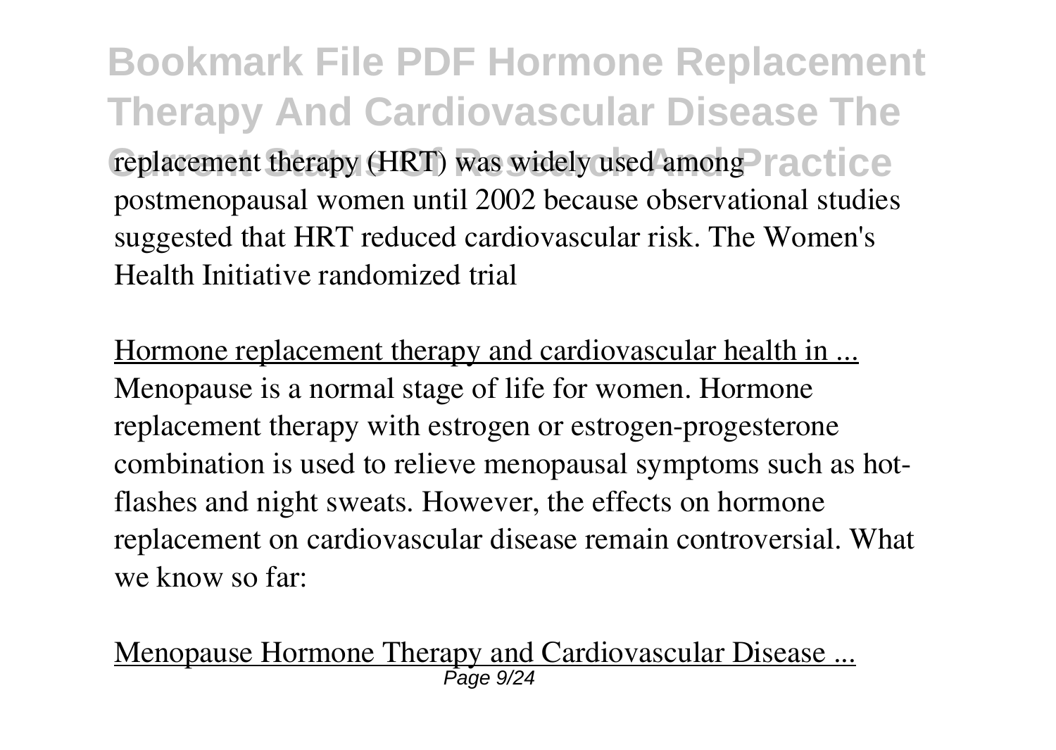replacement therapy (HRT) was widely used among postmenopausal women until 2002 because observational studies suggested that HRT reduced cardiovascular risk. The Women's Health Initiative randomized trial

Hormone replacement therapy and cardiovascular health in ...

Menopause is a normal stage of life for women. Hormone replacement therapy with estrogen or estrogen-progesterone combination is used to relieve menopausal symptoms such as hot-flashes and night sweats. However, the effects on hormone replacement on cardiovascular disease remain controversial. What we know so far:

Menopause Hormone Therapy and Cardiovascular Disease ...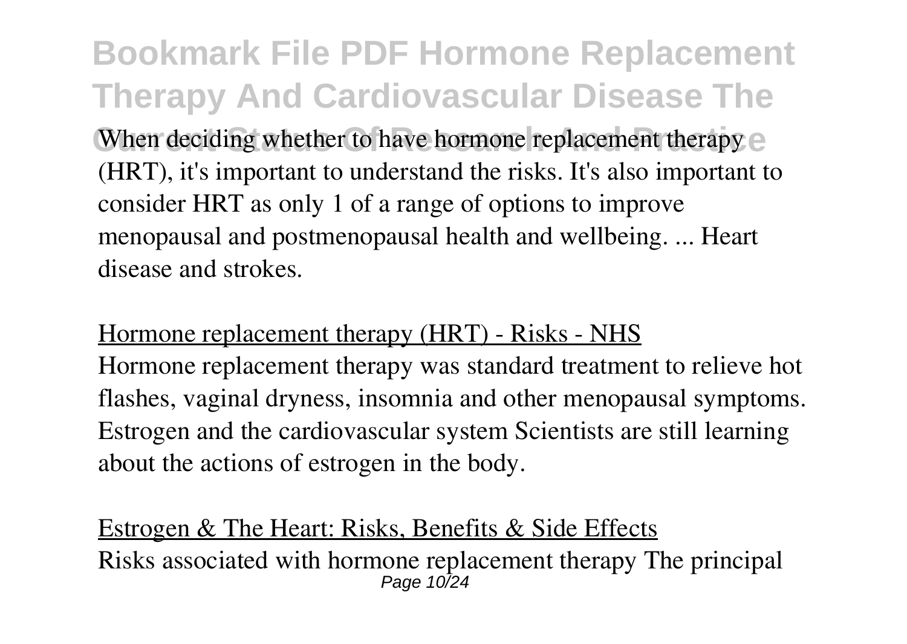When deciding whether to have hormone replacement therapy (HRT), it's important to understand the risks. It's also important to consider HRT as only 1 of a range of options to improve menopausal and postmenopausal health and wellbeing. ... Heart disease and strokes.

Hormone replacement therapy (HRT) - Risks - NHS

Hormone replacement therapy was standard treatment to relieve hot flashes, vaginal dryness, insomnia and other menopausal symptoms. Estrogen and the cardiovascular system Scientists are still learning about the actions of estrogen in the body.

Estrogen & The Heart: Risks, Benefits & Side Effects

Risks associated with hormone replacement therapy The principal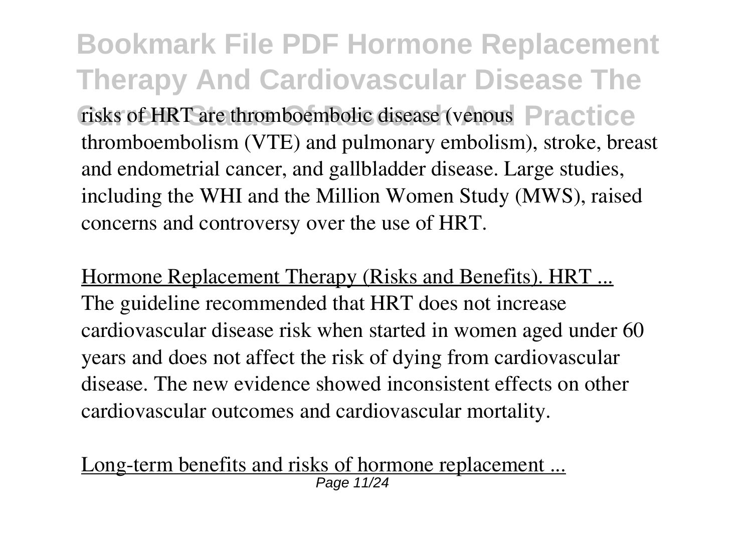risks of HRT are thromboembolic disease (venous thromboembolism (VTE) and pulmonary embolism), stroke, breast and endometrial cancer, and gallbladder disease. Large studies, including the WHI and the Million Women Study (MWS), raised concerns and controversy over the use of HRT.

Hormone Replacement Therapy (Risks and Benefits). HRT ...

The guideline recommended that HRT does not increase cardiovascular disease risk when started in women aged under 60 years and does not affect the risk of dying from cardiovascular disease. The new evidence showed inconsistent effects on other cardiovascular outcomes and cardiovascular mortality.

Long-term benefits and risks of hormone replacement ...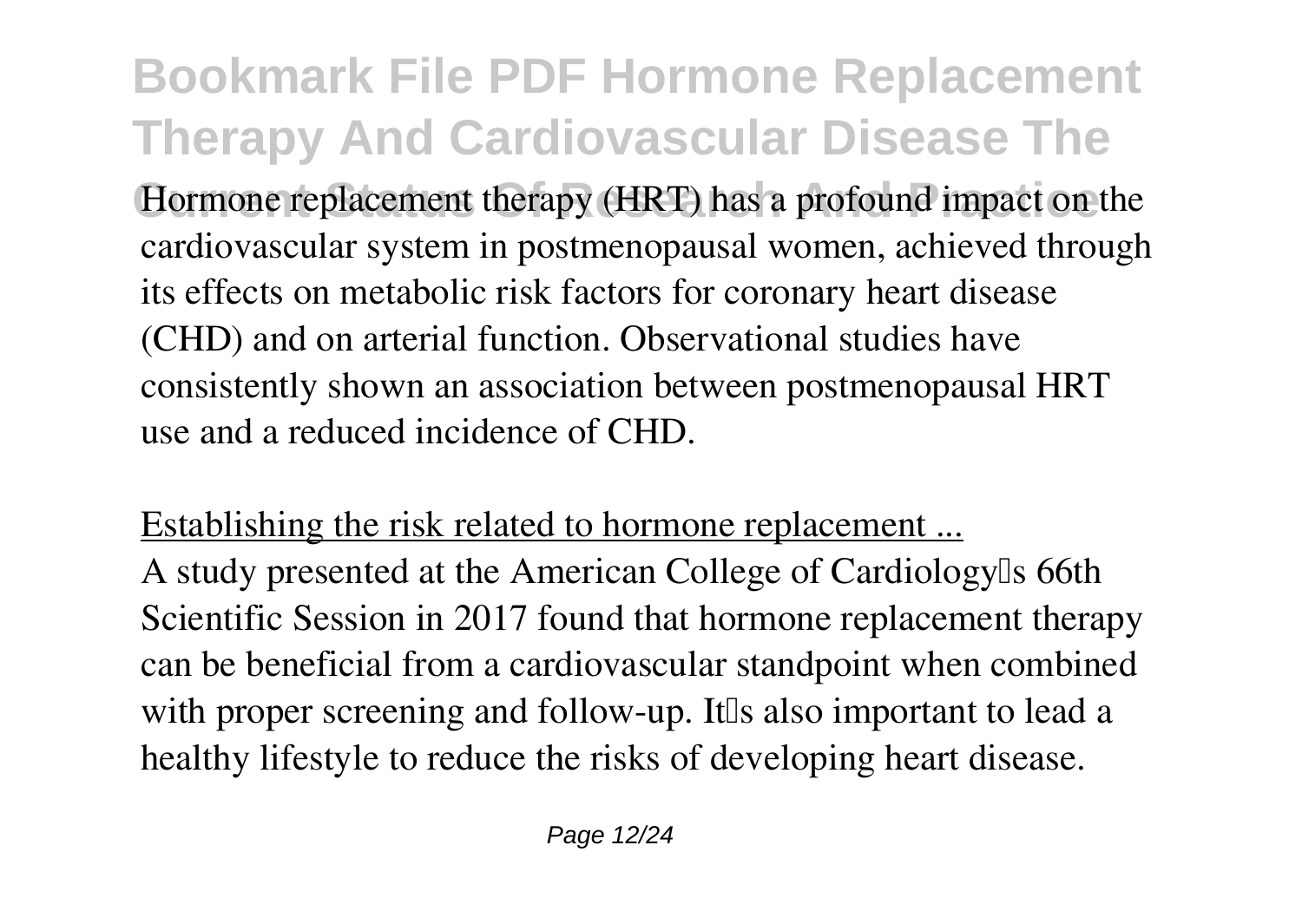Hormone replacement therapy (HRT) has a profound impact on the cardiovascular system in postmenopausal women, achieved through its effects on metabolic risk factors for coronary heart disease (CHD) and on arterial function. Observational studies have consistently shown an association between postmenopausal HRT use and a reduced incidence of CHD.

Establishing the risk related to hormone replacement ...

A study presented at the American College of Cardiology's 66th Scientific Session in 2017 found that hormone replacement therapy can be beneficial from a cardiovascular standpoint when combined with proper screening and follow-up. It's also important to lead a healthy lifestyle to reduce the risks of developing heart disease.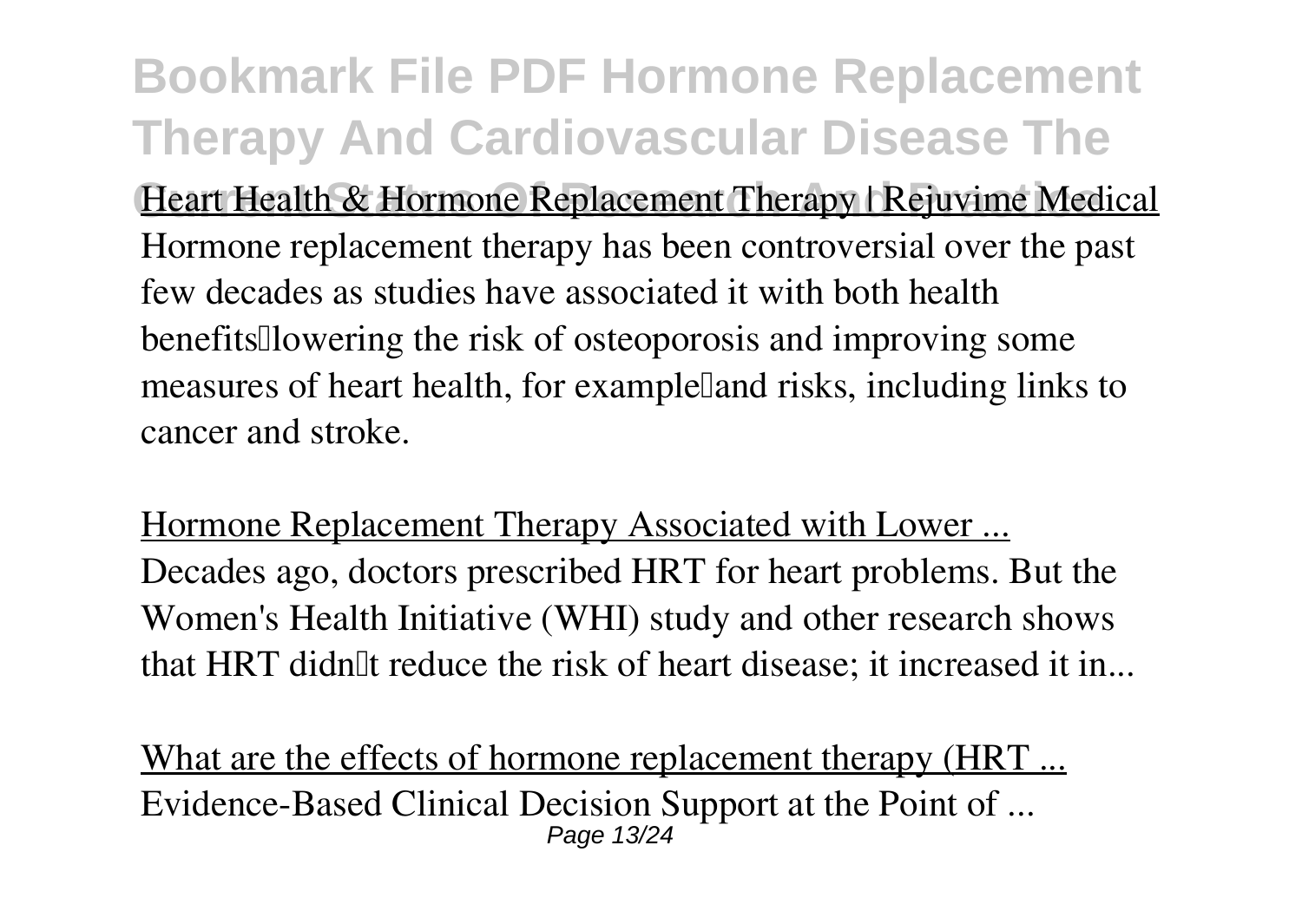Heart Health & Hormone Replacement Therapy | Rejuvime Medical

Hormone replacement therapy has been controversial over the past few decades as studies have associated it with both health benefits—lowering the risk of osteoporosis and improving some measures of heart health, for example—and risks, including links to cancer and stroke.

Hormone Replacement Therapy Associated with Lower ...

Decades ago, doctors prescribed HRT for heart problems. But the Women's Health Initiative (WHI) study and other research shows that HRT didn't reduce the risk of heart disease; it increased it in...

What are the effects of hormone replacement therapy (HRT ...

Evidence-Based Clinical Decision Support at the Point of ...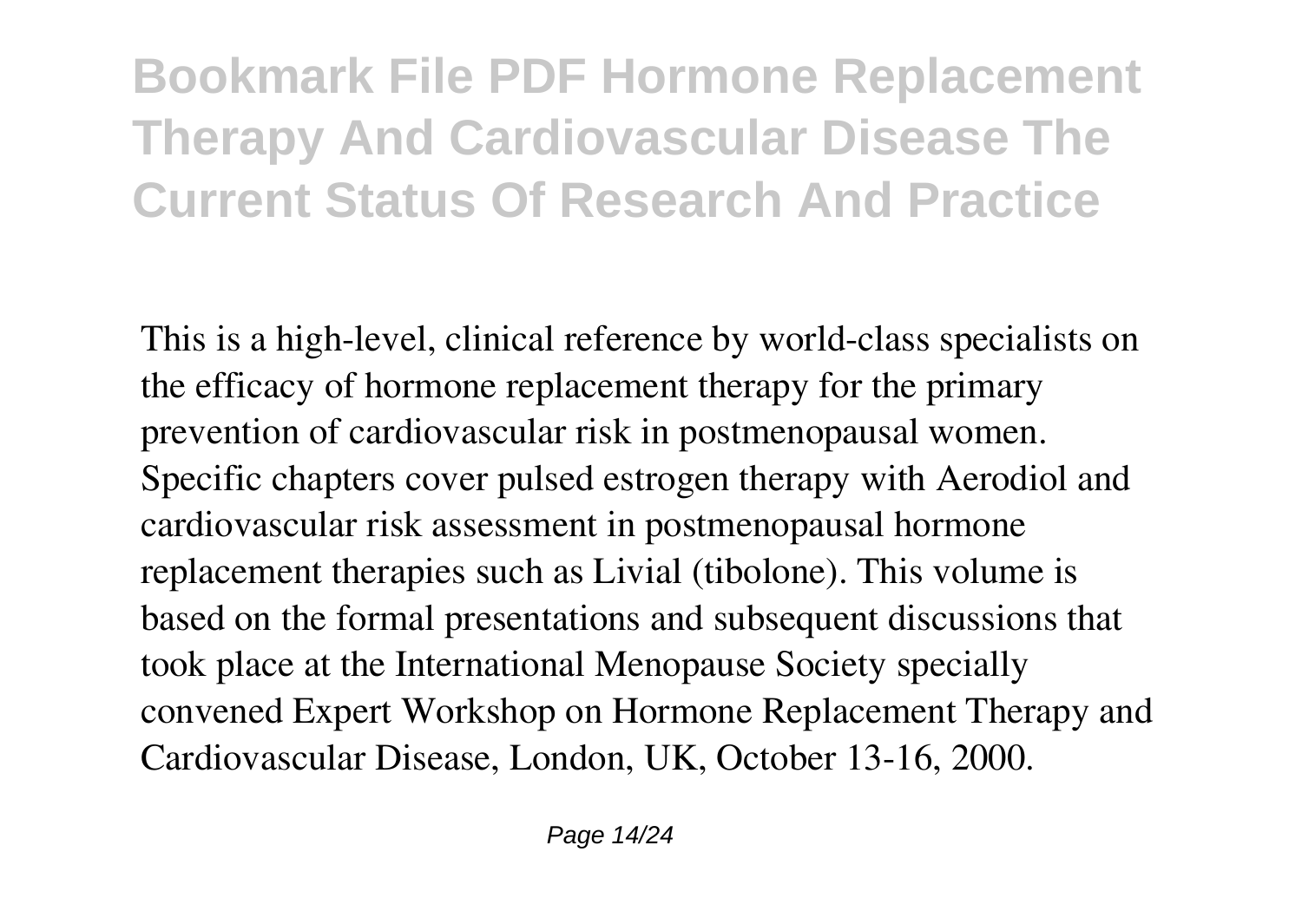This is a high-level, clinical reference by world-class specialists on the efficacy of hormone replacement therapy for the primary prevention of cardiovascular risk in postmenopausal women. Specific chapters cover pulsed estrogen therapy with Aerodiol and cardiovascular risk assessment in postmenopausal hormone replacement therapies such as Livial (tibolone). This volume is based on the formal presentations and subsequent discussions that took place at the International Menopause Society specially convened Expert Workshop on Hormone Replacement Therapy and Cardiovascular Disease, London, UK, October 13-16, 2000.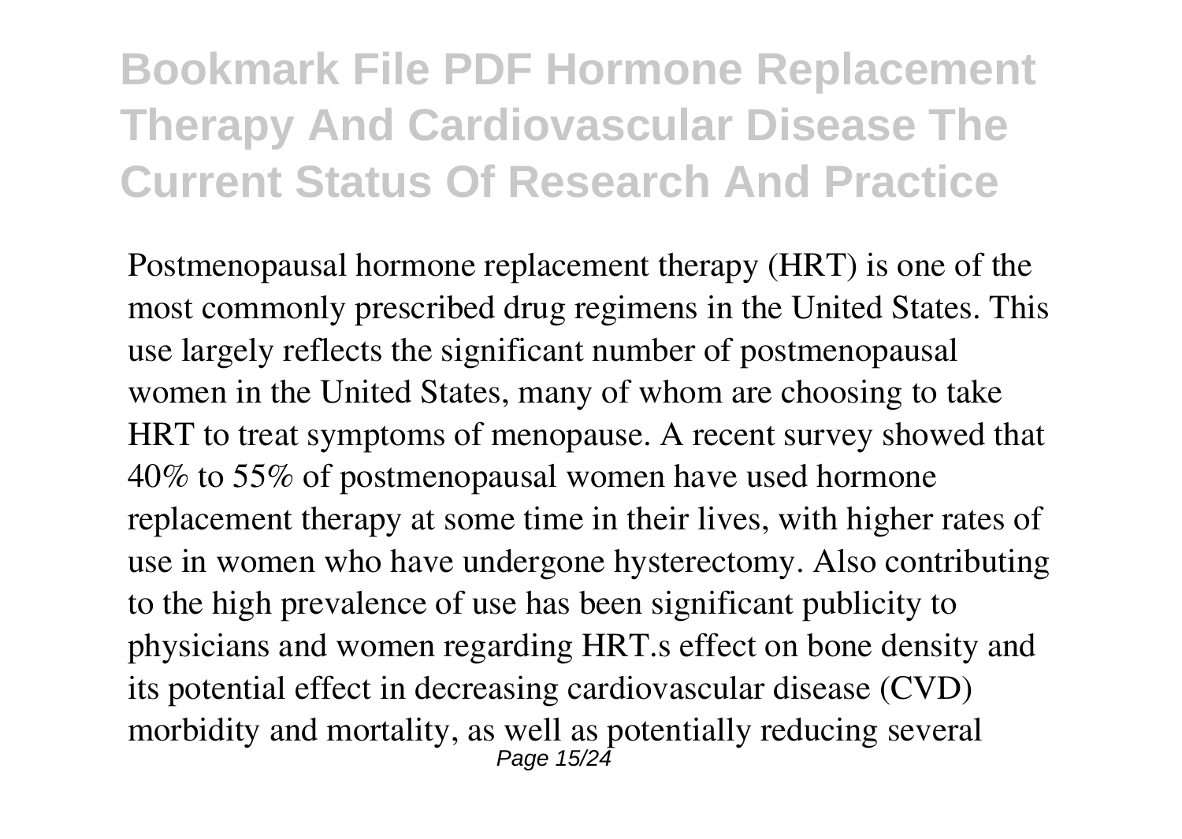Postmenopausal hormone replacement therapy (HRT) is one of the most commonly prescribed drug regimens in the United States. This use largely reflects the significant number of postmenopausal women in the United States, many of whom are choosing to take HRT to treat symptoms of menopause. A recent survey showed that 40% to 55% of postmenopausal women have used hormone replacement therapy at some time in their lives, with higher rates of use in women who have undergone hysterectomy. Also contributing to the high prevalence of use has been significant publicity to physicians and women regarding HRT.s effect on bone density and its potential effect in decreasing cardiovascular disease (CVD) morbidity and mortality, as well as potentially reducing several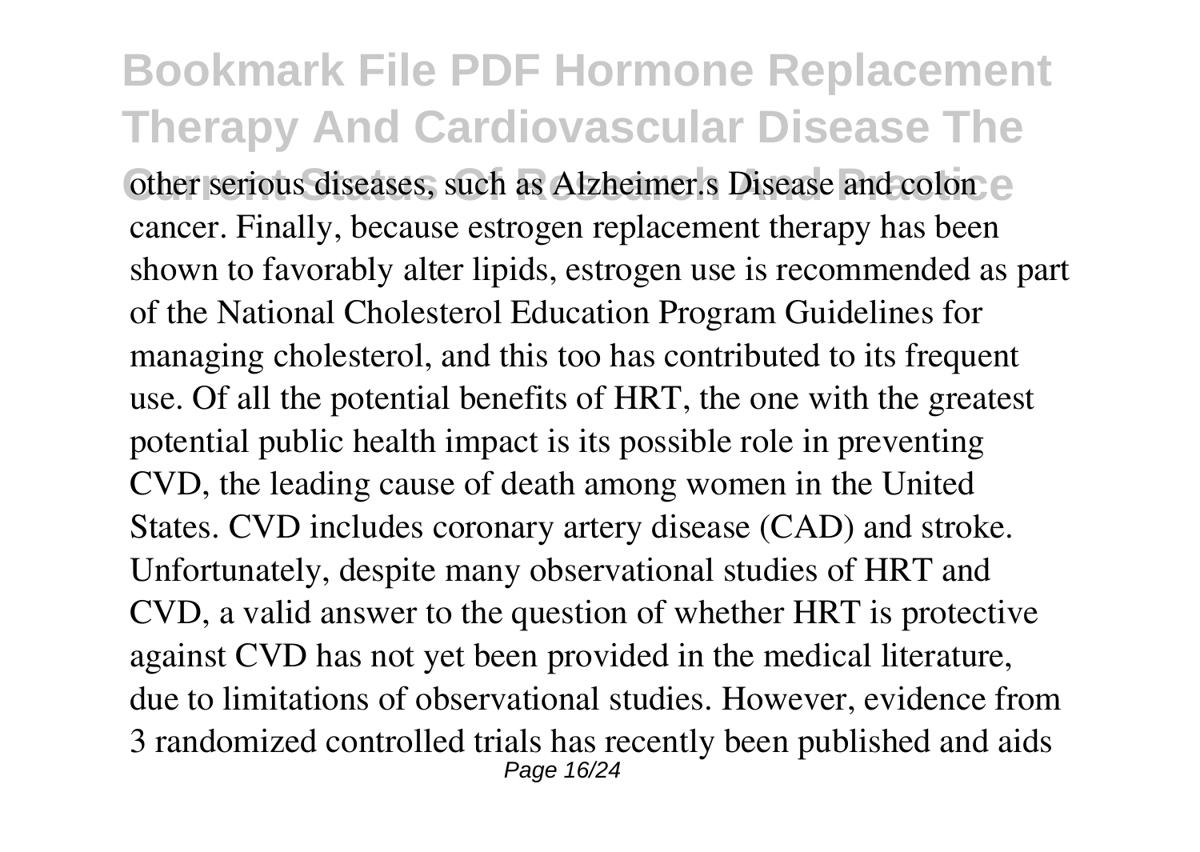other serious diseases, such as Alzheimer.s Disease and colon cancer. Finally, because estrogen replacement therapy has been shown to favorably alter lipids, estrogen use is recommended as part of the National Cholesterol Education Program Guidelines for managing cholesterol, and this too has contributed to its frequent use. Of all the potential benefits of HRT, the one with the greatest potential public health impact is its possible role in preventing CVD, the leading cause of death among women in the United States. CVD includes coronary artery disease (CAD) and stroke. Unfortunately, despite many observational studies of HRT and CVD, a valid answer to the question of whether HRT is protective against CVD has not yet been provided in the medical literature, due to limitations of observational studies. However, evidence from 3 randomized controlled trials has recently been published and aids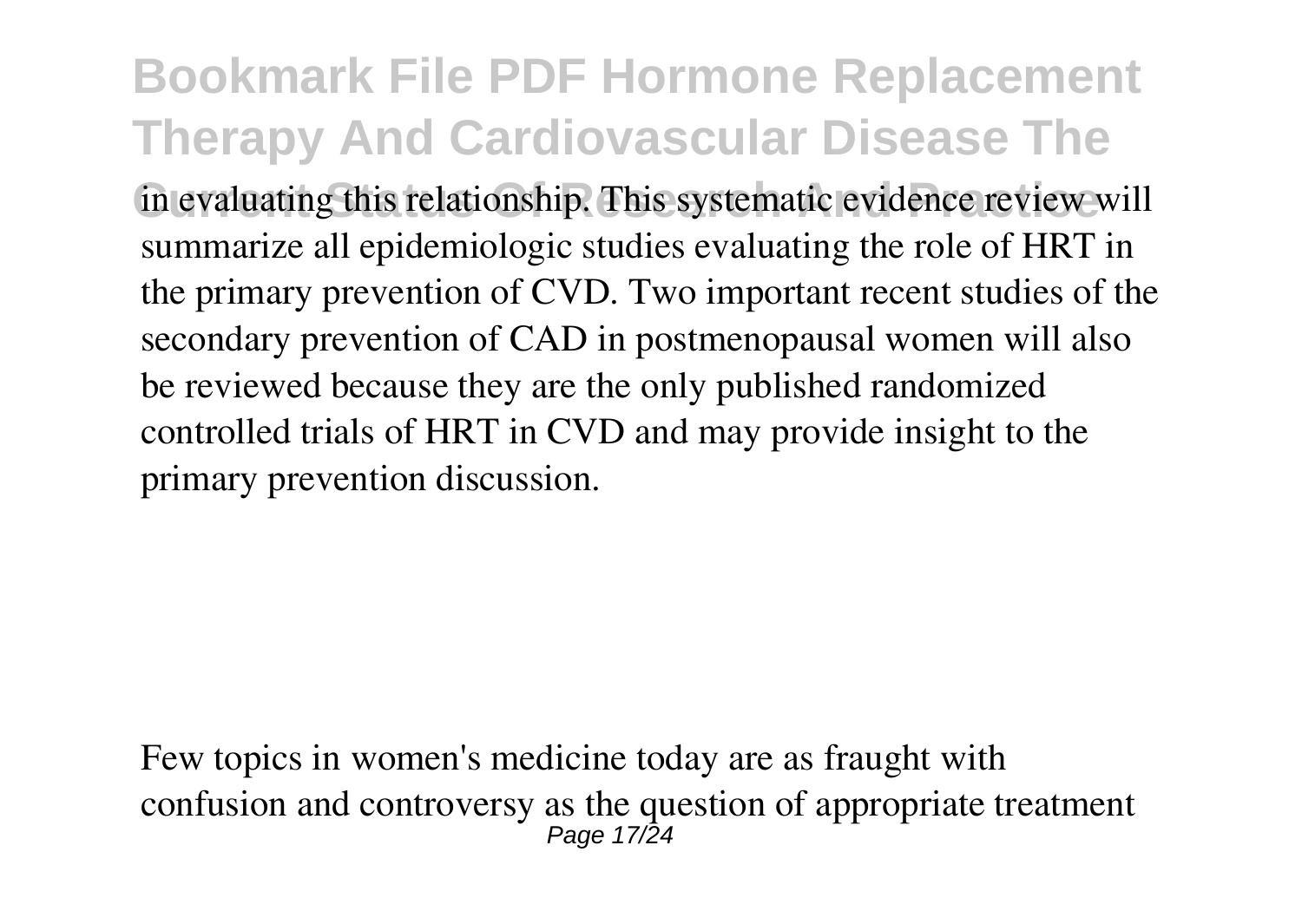in evaluating this relationship. This systematic evidence review will summarize all epidemiologic studies evaluating the role of HRT in the primary prevention of CVD. Two important recent studies of the secondary prevention of CAD in postmenopausal women will also be reviewed because they are the only published randomized controlled trials of HRT in CVD and may provide insight to the primary prevention discussion.

Few topics in women's medicine today are as fraught with confusion and controversy as the question of appropriate treatment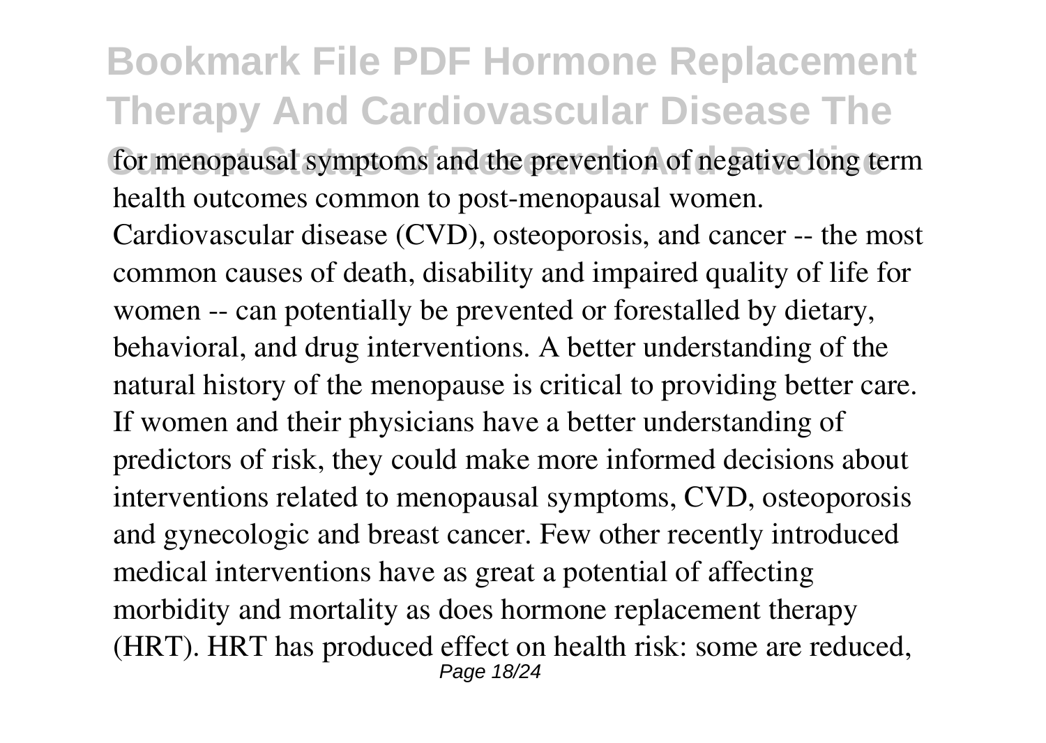for menopausal symptoms and the prevention of negative long term health outcomes common to post-menopausal women. Cardiovascular disease (CVD), osteoporosis, and cancer -- the most common causes of death, disability and impaired quality of life for women -- can potentially be prevented or forestalled by dietary, behavioral, and drug interventions. A better understanding of the natural history of the menopause is critical to providing better care. If women and their physicians have a better understanding of predictors of risk, they could make more informed decisions about interventions related to menopausal symptoms, CVD, osteoporosis and gynecologic and breast cancer. Few other recently introduced medical interventions have as great a potential of affecting morbidity and mortality as does hormone replacement therapy (HRT). HRT has produced effect on health risk: some are reduced,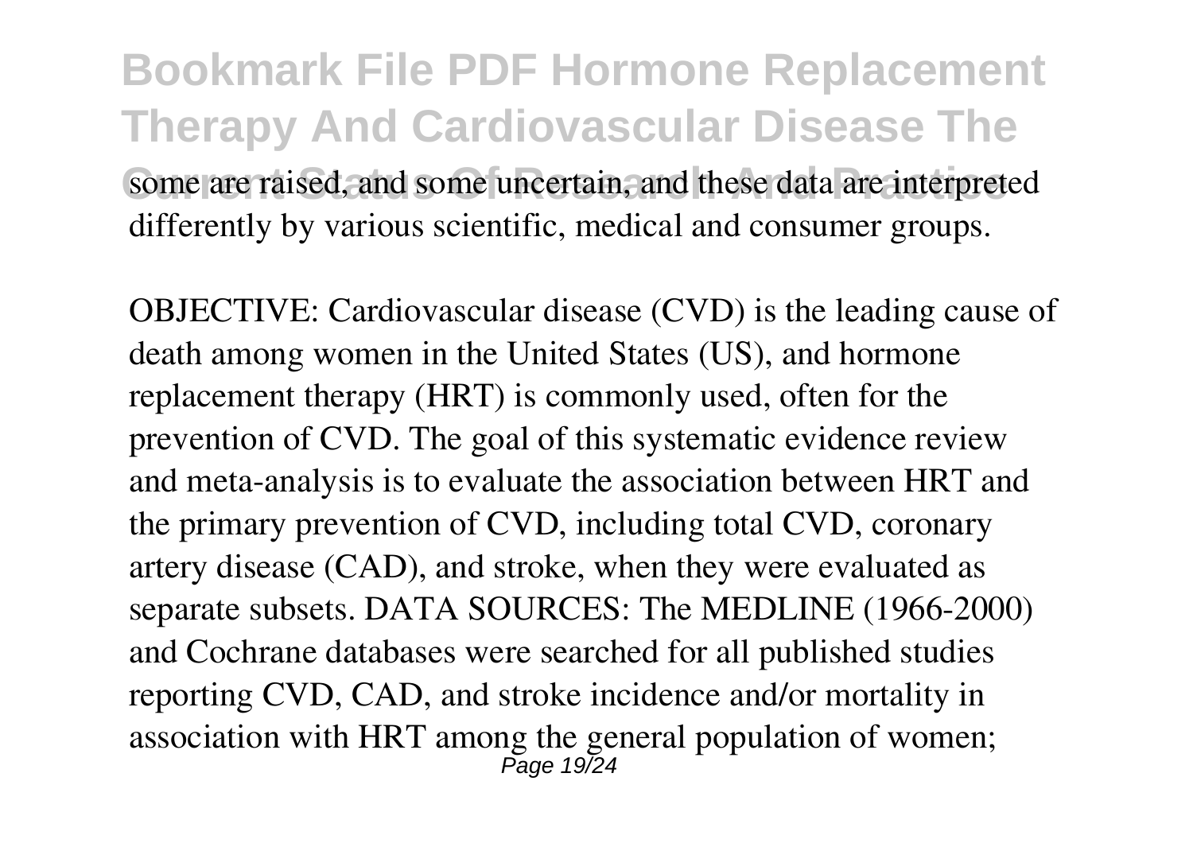some are raised, and some uncertain, and these data are interpreted differently by various scientific, medical and consumer groups.

OBJECTIVE: Cardiovascular disease (CVD) is the leading cause of death among women in the United States (US), and hormone replacement therapy (HRT) is commonly used, often for the prevention of CVD. The goal of this systematic evidence review and meta-analysis is to evaluate the association between HRT and the primary prevention of CVD, including total CVD, coronary artery disease (CAD), and stroke, when they were evaluated as separate subsets. DATA SOURCES: The MEDLINE (1966-2000) and Cochrane databases were searched for all published studies reporting CVD, CAD, and stroke incidence and/or mortality in association with HRT among the general population of women;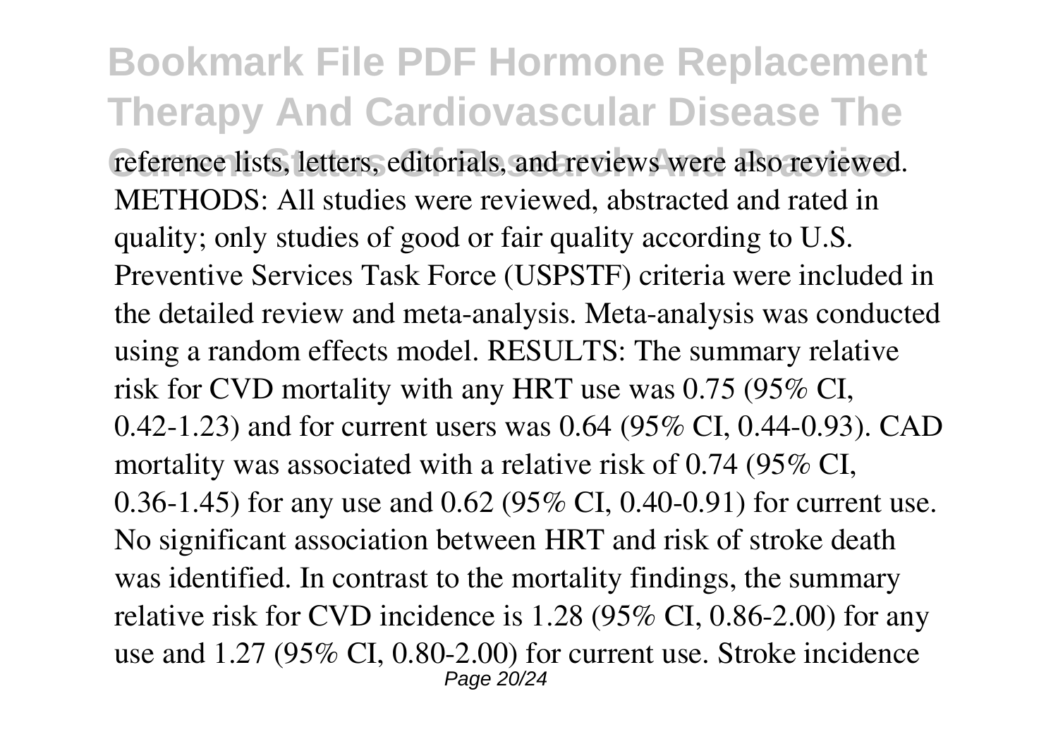reference lists, letters, editorials, and reviews were also reviewed. METHODS: All studies were reviewed, abstracted and rated in quality; only studies of good or fair quality according to U.S. Preventive Services Task Force (USPSTF) criteria were included in the detailed review and meta-analysis. Meta-analysis was conducted using a random effects model. RESULTS: The summary relative risk for CVD mortality with any HRT use was 0.75 (95% CI, 0.42-1.23) and for current users was 0.64 (95% CI, 0.44-0.93). CAD mortality was associated with a relative risk of 0.74 (95% CI, 0.36-1.45) for any use and 0.62 (95% CI, 0.40-0.91) for current use. No significant association between HRT and risk of stroke death was identified. In contrast to the mortality findings, the summary relative risk for CVD incidence is 1.28 (95% CI, 0.86-2.00) for any use and 1.27 (95% CI, 0.80-2.00) for current use. Stroke incidence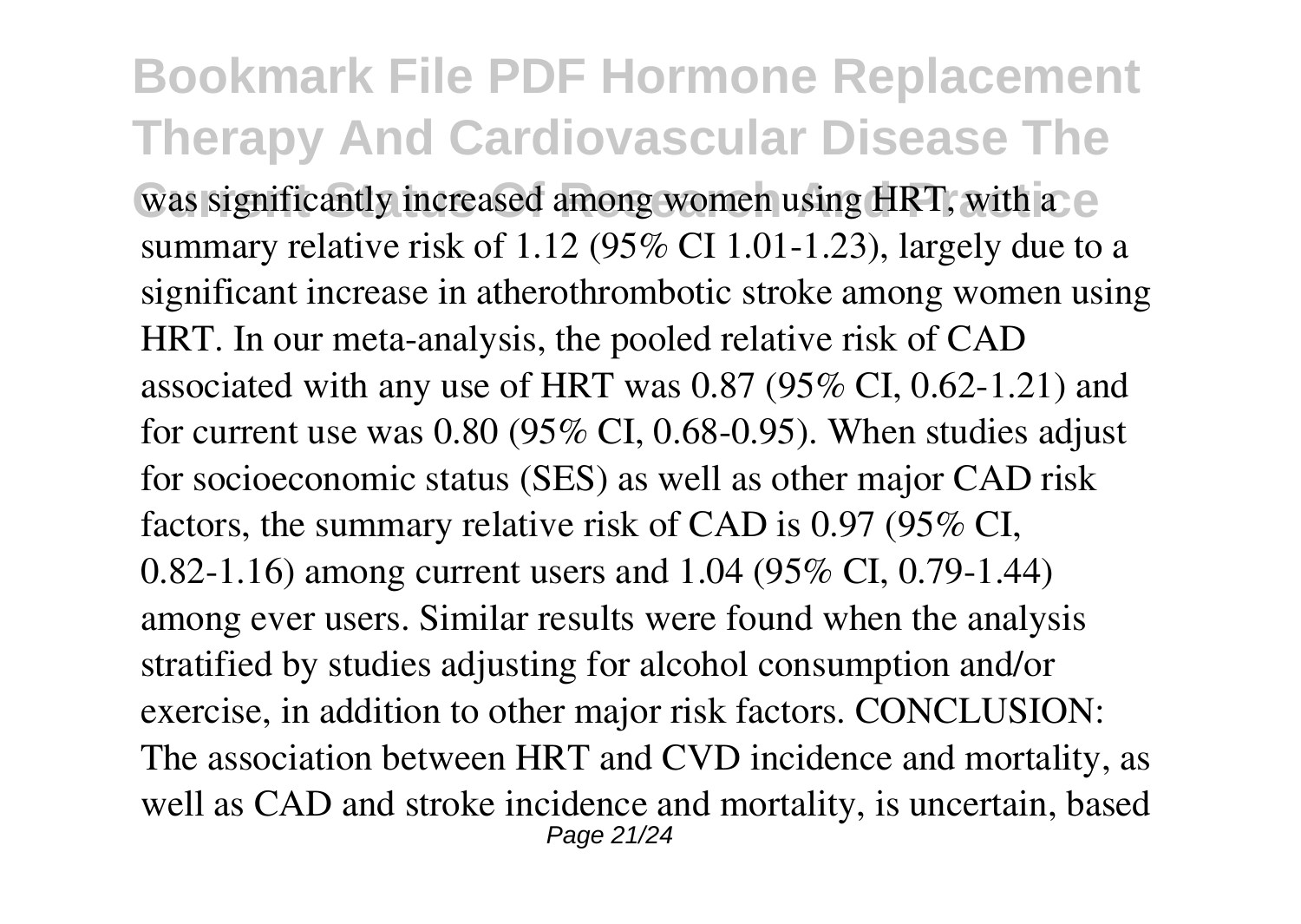was significantly increased among women using HRT, with a summary relative risk of 1.12 (95% CI 1.01-1.23), largely due to a significant increase in atherothrombotic stroke among women using HRT. In our meta-analysis, the pooled relative risk of CAD associated with any use of HRT was 0.87 (95% CI, 0.62-1.21) and for current use was 0.80 (95% CI, 0.68-0.95). When studies adjust for socioeconomic status (SES) as well as other major CAD risk factors, the summary relative risk of CAD is 0.97 (95% CI, 0.82-1.16) among current users and 1.04 (95% CI, 0.79-1.44) among ever users. Similar results were found when the analysis stratified by studies adjusting for alcohol consumption and/or exercise, in addition to other major risk factors. CONCLUSION: The association between HRT and CVD incidence and mortality, as well as CAD and stroke incidence and mortality, is uncertain, based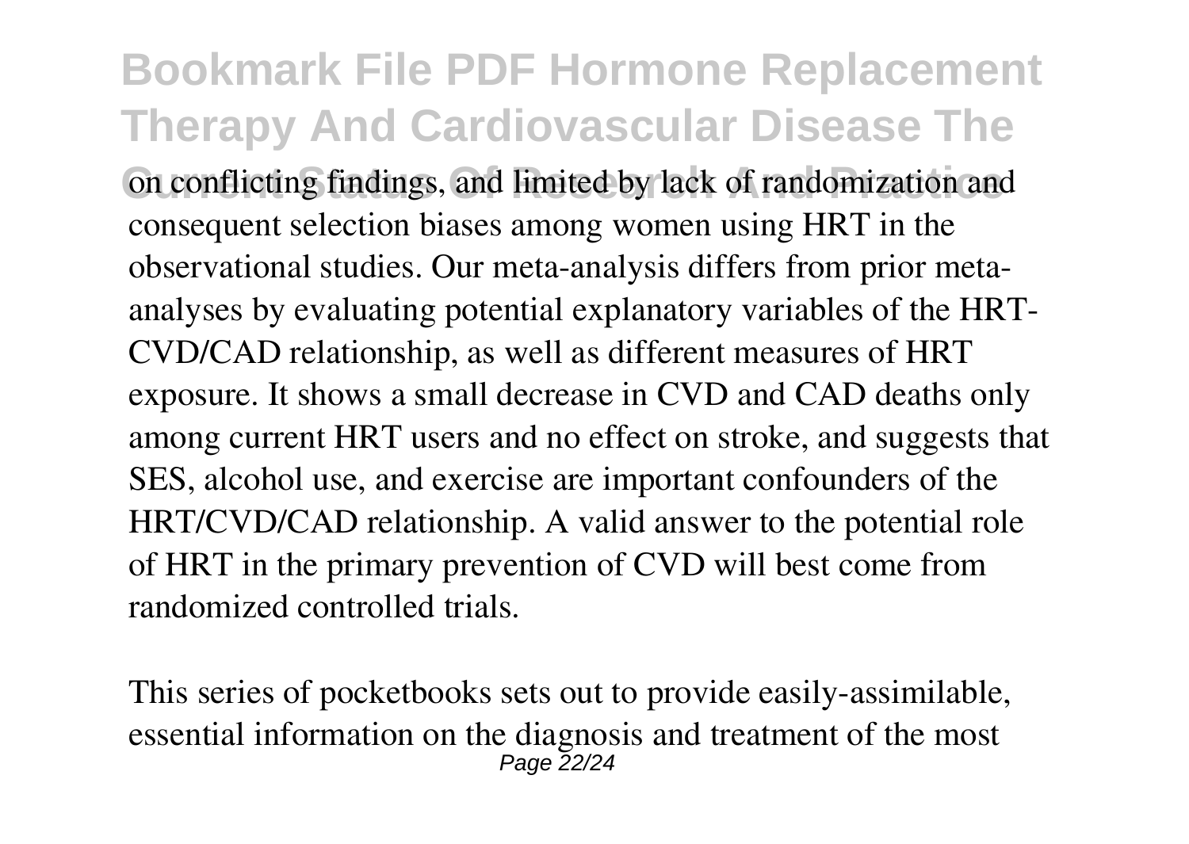on conflicting findings, and limited by lack of randomization and consequent selection biases among women using HRT in the observational studies. Our meta-analysis differs from prior meta-analyses by evaluating potential explanatory variables of the HRT-CVD/CAD relationship, as well as different measures of HRT exposure. It shows a small decrease in CVD and CAD deaths only among current HRT users and no effect on stroke, and suggests that SES, alcohol use, and exercise are important confounders of the HRT/CVD/CAD relationship. A valid answer to the potential role of HRT in the primary prevention of CVD will best come from randomized controlled trials.

This series of pocketbooks sets out to provide easily-assimilable, essential information on the diagnosis and treatment of the most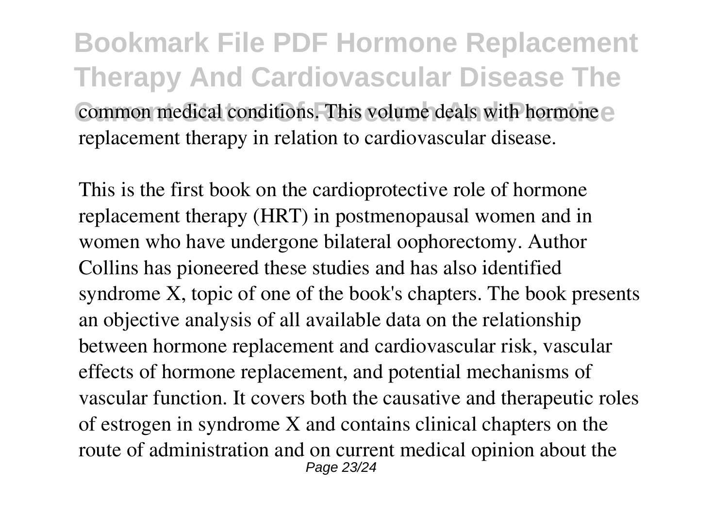common medical conditions. This volume deals with hormone replacement therapy in relation to cardiovascular disease.

This is the first book on the cardioprotective role of hormone replacement therapy (HRT) in postmenopausal women and in women who have undergone bilateral oophorectomy. Author Collins has pioneered these studies and has also identified syndrome X, topic of one of the book's chapters. The book presents an objective analysis of all available data on the relationship between hormone replacement and cardiovascular risk, vascular effects of hormone replacement, and potential mechanisms of vascular function. It covers both the causative and therapeutic roles of estrogen in syndrome X and contains clinical chapters on the route of administration and on current medical opinion about the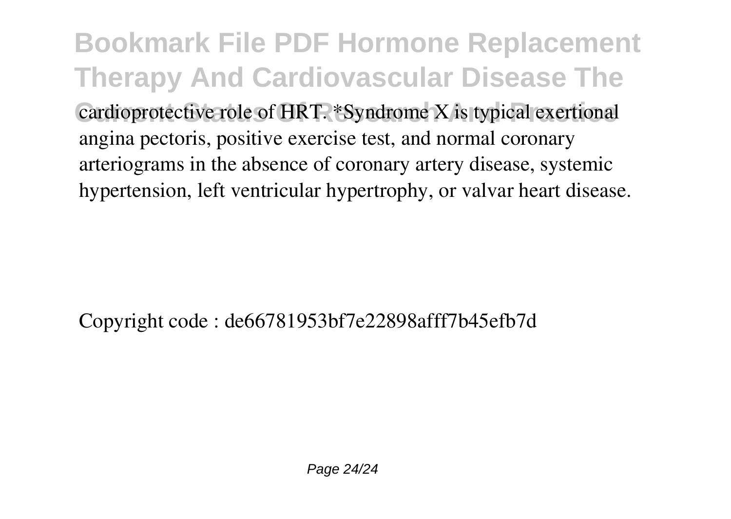cardioprotective role of HRT. *Syndrome X is typical exertional angina pectoris, positive exercise test, and normal coronary arteriograms in the absence of coronary artery disease, systemic hypertension, left ventricular hypertrophy, or valvar heart disease.

Copyright code : de66781953bf7e22898afff7b45efb7d